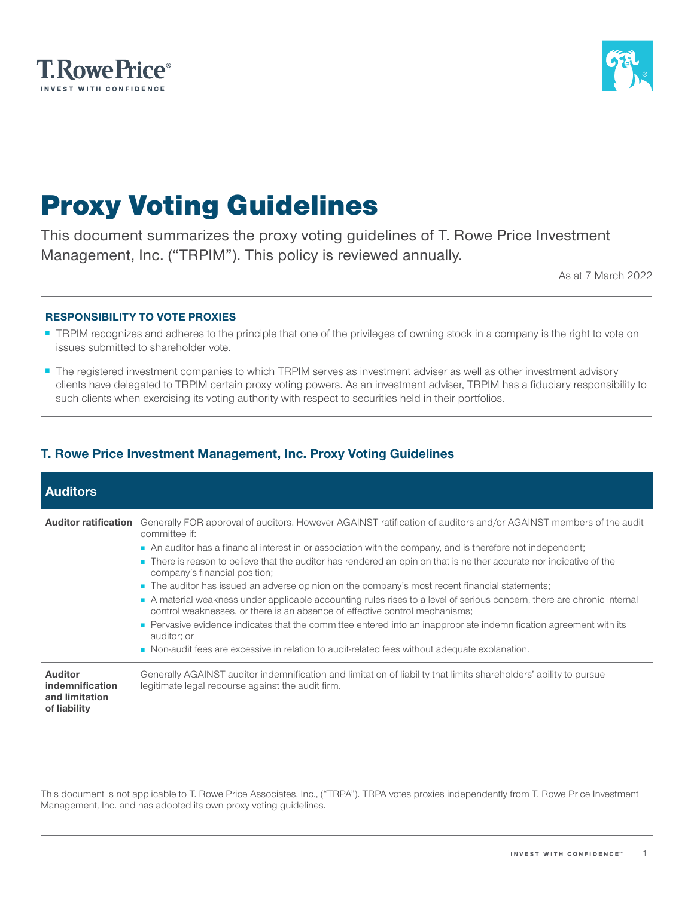T. Rowe Price
INVEST WITH CONFIDENCE

# Proxy Voting Guidelines

This document summarizes the proxy voting guidelines of T. Rowe Price Investment Management, Inc. ("TRPIM"). This policy is reviewed annually.

As at 7 March 2022

### RESPONSIBILITY TO VOTE PROXIES

- TRPIM recognizes and adheres to the principle that one of the privileges of owning stock in a company is the right to vote on issues submitted to shareholder vote.
- The registered investment companies to which TRPIM serves as investment adviser as well as other investment advisory clients have delegated to TRPIM certain proxy voting powers. As an investment adviser, TRPIM has a fiduciary responsibility to such clients when exercising its voting authority with respect to securities held in their portfolios.

## T. Rowe Price Investment Management, Inc. Proxy Voting Guidelines

### Auditors

| | |
|---|---|
| **Auditor ratification** | Generally FOR approval of auditors. However AGAINST ratification of auditors and/or AGAINST members of the audit committee if:<br>- An auditor has a financial interest in or association with the company, and is therefore not independent;<br>- There is reason to believe that the auditor has rendered an opinion that is neither accurate nor indicative of the company's financial position;<br>- The auditor has issued an adverse opinion on the company's most recent financial statements;<br>- A material weakness under applicable accounting rules rises to a level of serious concern, there are chronic internal control weaknesses, or there is an absence of effective control mechanisms;<br>- Pervasive evidence indicates that the committee entered into an inappropriate indemnification agreement with its auditor; or<br>- Non-audit fees are excessive in relation to audit-related fees without adequate explanation. |
| **Auditor indemnification and limitation of liability** | Generally AGAINST auditor indemnification and limitation of liability that limits shareholders' ability to pursue legitimate legal recourse against the audit firm. |

This document is not applicable to T. Rowe Price Associates, Inc., ("TRPA"). TRPA votes proxies independently from T. Rowe Price Investment Management, Inc. and has adopted its own proxy voting guidelines.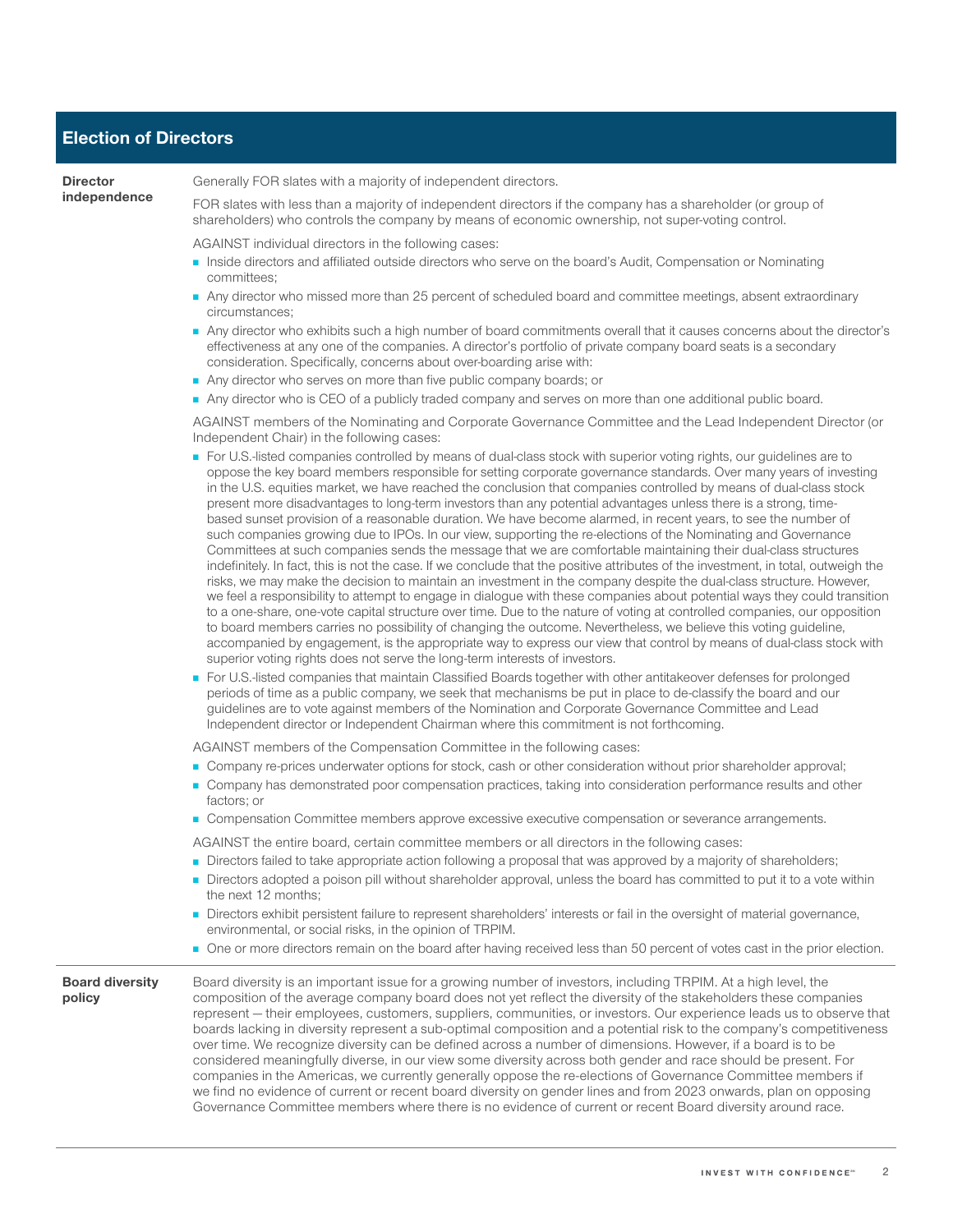## Election of Directors

**Director independence**

Generally FOR slates with a majority of independent directors.

FOR slates with less than a majority of independent directors if the company has a shareholder (or group of shareholders) who controls the company by means of economic ownership, not super-voting control.

AGAINST individual directors in the following cases:

- Inside directors and affiliated outside directors who serve on the board's Audit, Compensation or Nominating committees;
- Any director who missed more than 25 percent of scheduled board and committee meetings, absent extraordinary circumstances;
- Any director who exhibits such a high number of board commitments overall that it causes concerns about the director's effectiveness at any one of the companies. A director's portfolio of private company board seats is a secondary consideration. Specifically, concerns about over-boarding arise with:
- Any director who serves on more than five public company boards; or
- Any director who is CEO of a publicly traded company and serves on more than one additional public board.

AGAINST members of the Nominating and Corporate Governance Committee and the Lead Independent Director (or Independent Chair) in the following cases:

- For U.S.-listed companies controlled by means of dual-class stock with superior voting rights, our guidelines are to oppose the key board members responsible for setting corporate governance standards. Over many years of investing in the U.S. equities market, we have reached the conclusion that companies controlled by means of dual-class stock present more disadvantages to long-term investors than any potential advantages unless there is a strong, time-based sunset provision of a reasonable duration. We have become alarmed, in recent years, to see the number of such companies growing due to IPOs. In our view, supporting the re-elections of the Nominating and Governance Committees at such companies sends the message that we are comfortable maintaining their dual-class structures indefinitely. In fact, this is not the case. If we conclude that the positive attributes of the investment, in total, outweigh the risks, we may make the decision to maintain an investment in the company despite the dual-class structure. However, we feel a responsibility to attempt to engage in dialogue with these companies about potential ways they could transition to a one-share, one-vote capital structure over time. Due to the nature of voting at controlled companies, our opposition to board members carries no possibility of changing the outcome. Nevertheless, we believe this voting guideline, accompanied by engagement, is the appropriate way to express our view that control by means of dual-class stock with superior voting rights does not serve the long-term interests of investors.
- For U.S.-listed companies that maintain Classified Boards together with other antitakeover defenses for prolonged periods of time as a public company, we seek that mechanisms be put in place to de-classify the board and our guidelines are to vote against members of the Nomination and Corporate Governance Committee and Lead Independent director or Independent Chairman where this commitment is not forthcoming.

AGAINST members of the Compensation Committee in the following cases:

- Company re-prices underwater options for stock, cash or other consideration without prior shareholder approval;
- Company has demonstrated poor compensation practices, taking into consideration performance results and other factors; or
- Compensation Committee members approve excessive executive compensation or severance arrangements.

AGAINST the entire board, certain committee members or all directors in the following cases:

- Directors failed to take appropriate action following a proposal that was approved by a majority of shareholders;
- Directors adopted a poison pill without shareholder approval, unless the board has committed to put it to a vote within the next 12 months;
- Directors exhibit persistent failure to represent shareholders' interests or fail in the oversight of material governance, environmental, or social risks, in the opinion of TRPIM.
- One or more directors remain on the board after having received less than 50 percent of votes cast in the prior election.

**Board diversity policy**

Board diversity is an important issue for a growing number of investors, including TRPIM. At a high level, the composition of the average company board does not yet reflect the diversity of the stakeholders these companies represent — their employees, customers, suppliers, communities, or investors. Our experience leads us to observe that boards lacking in diversity represent a sub-optimal composition and a potential risk to the company's competitiveness over time. We recognize diversity can be defined across a number of dimensions. However, if a board is to be considered meaningfully diverse, in our view some diversity across both gender and race should be present. For companies in the Americas, we currently generally oppose the re-elections of Governance Committee members if we find no evidence of current or recent board diversity on gender lines and from 2023 onwards, plan on opposing Governance Committee members where there is no evidence of current or recent Board diversity around race.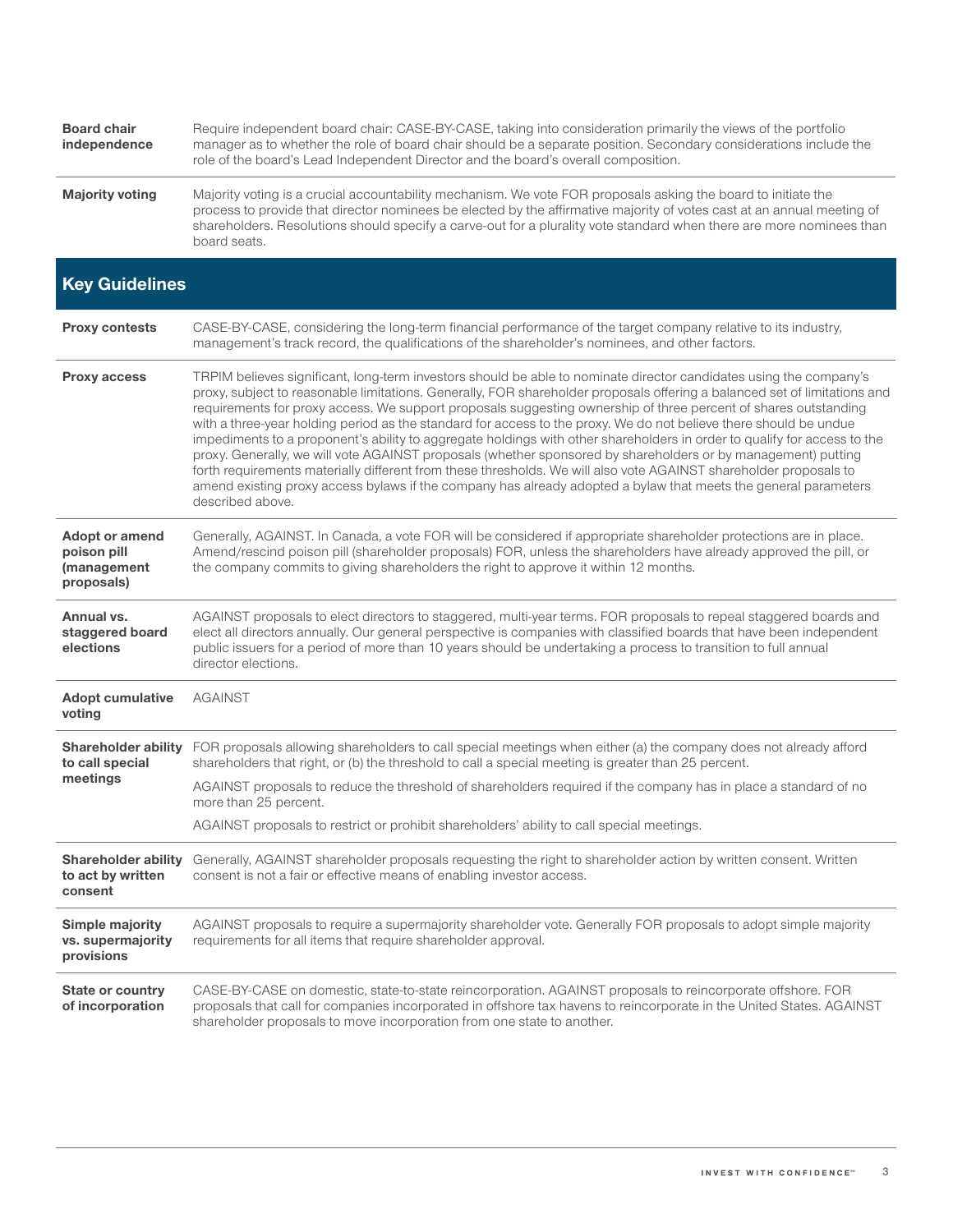| | |
|---|---|
| **Board chair independence** | Require independent board chair: CASE-BY-CASE, taking into consideration primarily the views of the portfolio manager as to whether the role of board chair should be a separate position. Secondary considerations include the role of the board's Lead Independent Director and the board's overall composition. |
| **Majority voting** | Majority voting is a crucial accountability mechanism. We vote FOR proposals asking the board to initiate the process to provide that director nominees be elected by the affirmative majority of votes cast at an annual meeting of shareholders. Resolutions should specify a carve-out for a plurality vote standard when there are more nominees than board seats. |

## Key Guidelines

| | |
|---|---|
| **Proxy contests** | CASE-BY-CASE, considering the long-term financial performance of the target company relative to its industry, management's track record, the qualifications of the shareholder's nominees, and other factors. |
| **Proxy access** | TRPIM believes significant, long-term investors should be able to nominate director candidates using the company's proxy, subject to reasonable limitations. Generally, FOR shareholder proposals offering a balanced set of limitations and requirements for proxy access. We support proposals suggesting ownership of three percent of shares outstanding with a three-year holding period as the standard for access to the proxy. We do not believe there should be undue impediments to a proponent's ability to aggregate holdings with other shareholders in order to qualify for access to the proxy. Generally, we will vote AGAINST proposals (whether sponsored by shareholders or by management) putting forth requirements materially different from these thresholds. We will also vote AGAINST shareholder proposals to amend existing proxy access bylaws if the company has already adopted a bylaw that meets the general parameters described above. |
| **Adopt or amend poison pill (management proposals)** | Generally, AGAINST. In Canada, a vote FOR will be considered if appropriate shareholder protections are in place. Amend/rescind poison pill (shareholder proposals) FOR, unless the shareholders have already approved the pill, or the company commits to giving shareholders the right to approve it within 12 months. |
| **Annual vs. staggered board elections** | AGAINST proposals to elect directors to staggered, multi-year terms. FOR proposals to repeal staggered boards and elect all directors annually. Our general perspective is companies with classified boards that have been independent public issuers for a period of more than 10 years should be undertaking a process to transition to full annual director elections. |
| **Adopt cumulative voting** | AGAINST |
| **Shareholder ability to call special meetings** | FOR proposals allowing shareholders to call special meetings when either (a) the company does not already afford shareholders that right, or (b) the threshold to call a special meeting is greater than 25 percent.<br><br>AGAINST proposals to reduce the threshold of shareholders required if the company has in place a standard of no more than 25 percent.<br><br>AGAINST proposals to restrict or prohibit shareholders' ability to call special meetings. |
| **Shareholder ability to act by written consent** | Generally, AGAINST shareholder proposals requesting the right to shareholder action by written consent. Written consent is not a fair or effective means of enabling investor access. |
| **Simple majority vs. supermajority provisions** | AGAINST proposals to require a supermajority shareholder vote. Generally FOR proposals to adopt simple majority requirements for all items that require shareholder approval. |
| **State or country of incorporation** | CASE-BY-CASE on domestic, state-to-state reincorporation. AGAINST proposals to reincorporate offshore. FOR proposals that call for companies incorporated in offshore tax havens to reincorporate in the United States. AGAINST shareholder proposals to move incorporation from one state to another. |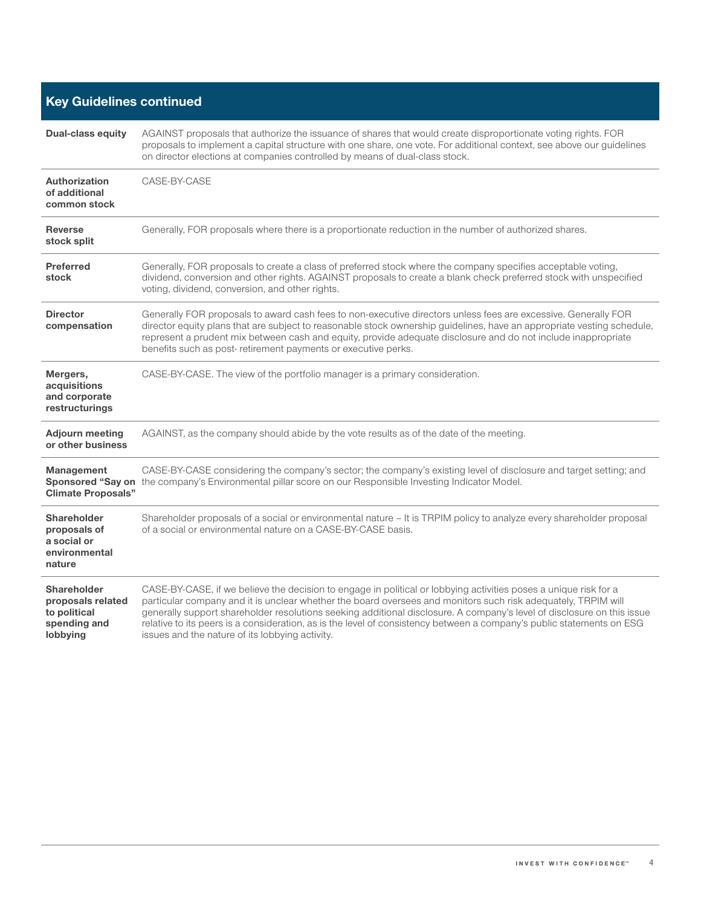## Key Guidelines continued

| | |
|---|---|
| **Dual-class equity** | AGAINST proposals that authorize the issuance of shares that would create disproportionate voting rights. FOR proposals to implement a capital structure with one share, one vote. For additional context, see above our guidelines on director elections at companies controlled by means of dual-class stock. |
| **Authorization of additional common stock** | CASE-BY-CASE |
| **Reverse stock split** | Generally, FOR proposals where there is a proportionate reduction in the number of authorized shares. |
| **Preferred stock** | Generally, FOR proposals to create a class of preferred stock where the company specifies acceptable voting, dividend, conversion and other rights. AGAINST proposals to create a blank check preferred stock with unspecified voting, dividend, conversion, and other rights. |
| **Director compensation** | Generally FOR proposals to award cash fees to non-executive directors unless fees are excessive. Generally FOR director equity plans that are subject to reasonable stock ownership guidelines, have an appropriate vesting schedule, represent a prudent mix between cash and equity, provide adequate disclosure and do not include inappropriate benefits such as post- retirement payments or executive perks. |
| **Mergers, acquisitions and corporate restructurings** | CASE-BY-CASE. The view of the portfolio manager is a primary consideration. |
| **Adjourn meeting or other business** | AGAINST, as the company should abide by the vote results as of the date of the meeting. |
| **Management Sponsored "Say on Climate Proposals"** | CASE-BY-CASE considering the company's sector; the company's existing level of disclosure and target setting; and the company's Environmental pillar score on our Responsible Investing Indicator Model. |
| **Shareholder proposals of a social or environmental nature** | Shareholder proposals of a social or environmental nature – It is TRPIM policy to analyze every shareholder proposal of a social or environmental nature on a CASE-BY-CASE basis. |
| **Shareholder proposals related to political spending and lobbying** | CASE-BY-CASE, if we believe the decision to engage in political or lobbying activities poses a unique risk for a particular company and it is unclear whether the board oversees and monitors such risk adequately, TRPIM will generally support shareholder resolutions seeking additional disclosure. A company's level of disclosure on this issue relative to its peers is a consideration, as is the level of consistency between a company's public statements on ESG issues and the nature of its lobbying activity. |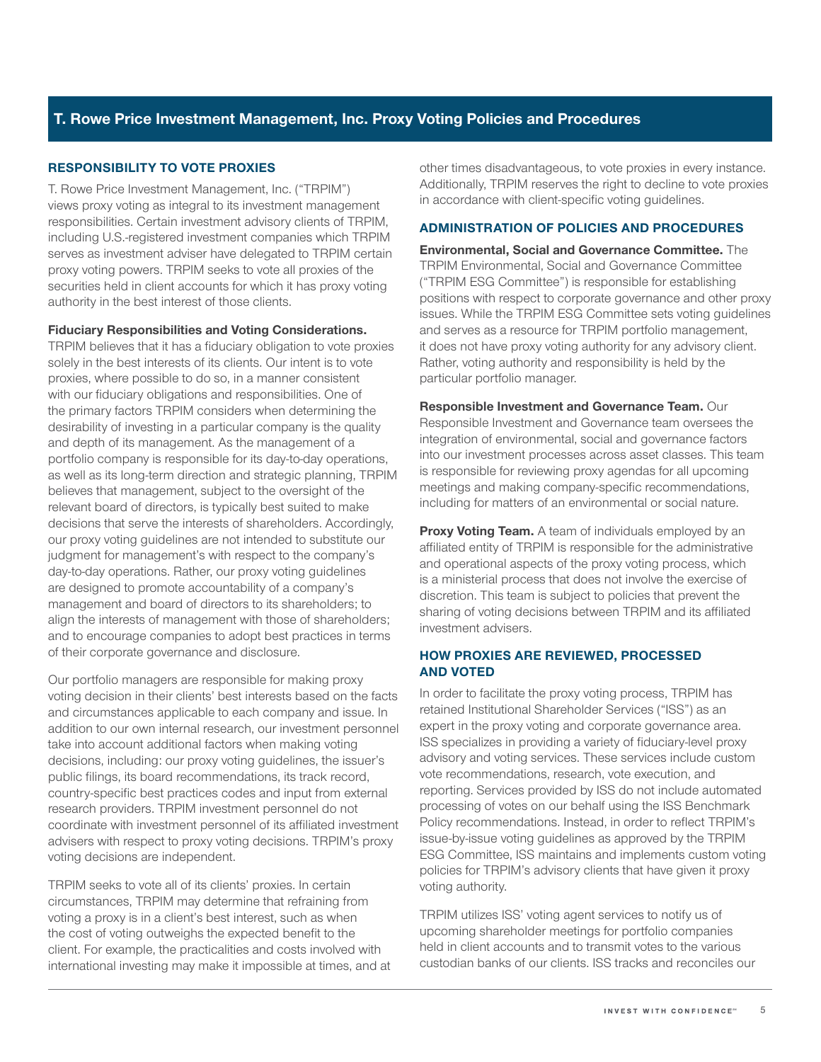# T. Rowe Price Investment Management, Inc. Proxy Voting Policies and Procedures

## RESPONSIBILITY TO VOTE PROXIES

T. Rowe Price Investment Management, Inc. ("TRPIM") views proxy voting as integral to its investment management responsibilities. Certain investment advisory clients of TRPIM, including U.S.-registered investment companies which TRPIM serves as investment adviser have delegated to TRPIM certain proxy voting powers. TRPIM seeks to vote all proxies of the securities held in client accounts for which it has proxy voting authority in the best interest of those clients.

**Fiduciary Responsibilities and Voting Considerations.** TRPIM believes that it has a fiduciary obligation to vote proxies solely in the best interests of its clients. Our intent is to vote proxies, where possible to do so, in a manner consistent with our fiduciary obligations and responsibilities. One of the primary factors TRPIM considers when determining the desirability of investing in a particular company is the quality and depth of its management. As the management of a portfolio company is responsible for its day-to-day operations, as well as its long-term direction and strategic planning, TRPIM believes that management, subject to the oversight of the relevant board of directors, is typically best suited to make decisions that serve the interests of shareholders. Accordingly, our proxy voting guidelines are not intended to substitute our judgment for management's with respect to the company's day-to-day operations. Rather, our proxy voting guidelines are designed to promote accountability of a company's management and board of directors to its shareholders; to align the interests of management with those of shareholders; and to encourage companies to adopt best practices in terms of their corporate governance and disclosure.

Our portfolio managers are responsible for making proxy voting decision in their clients' best interests based on the facts and circumstances applicable to each company and issue. In addition to our own internal research, our investment personnel take into account additional factors when making voting decisions, including: our proxy voting guidelines, the issuer's public filings, its board recommendations, its track record, country-specific best practices codes and input from external research providers. TRPIM investment personnel do not coordinate with investment personnel of its affiliated investment advisers with respect to proxy voting decisions. TRPIM's proxy voting decisions are independent.

TRPIM seeks to vote all of its clients' proxies. In certain circumstances, TRPIM may determine that refraining from voting a proxy is in a client's best interest, such as when the cost of voting outweighs the expected benefit to the client. For example, the practicalities and costs involved with international investing may make it impossible at times, and at other times disadvantageous, to vote proxies in every instance. Additionally, TRPIM reserves the right to decline to vote proxies in accordance with client-specific voting guidelines.

## ADMINISTRATION OF POLICIES AND PROCEDURES

**Environmental, Social and Governance Committee.** The TRPIM Environmental, Social and Governance Committee ("TRPIM ESG Committee") is responsible for establishing positions with respect to corporate governance and other proxy issues. While the TRPIM ESG Committee sets voting guidelines and serves as a resource for TRPIM portfolio management, it does not have proxy voting authority for any advisory client. Rather, voting authority and responsibility is held by the particular portfolio manager.

**Responsible Investment and Governance Team.** Our Responsible Investment and Governance team oversees the integration of environmental, social and governance factors into our investment processes across asset classes. This team is responsible for reviewing proxy agendas for all upcoming meetings and making company-specific recommendations, including for matters of an environmental or social nature.

**Proxy Voting Team.** A team of individuals employed by an affiliated entity of TRPIM is responsible for the administrative and operational aspects of the proxy voting process, which is a ministerial process that does not involve the exercise of discretion. This team is subject to policies that prevent the sharing of voting decisions between TRPIM and its affiliated investment advisers.

## HOW PROXIES ARE REVIEWED, PROCESSED AND VOTED

In order to facilitate the proxy voting process, TRPIM has retained Institutional Shareholder Services ("ISS") as an expert in the proxy voting and corporate governance area. ISS specializes in providing a variety of fiduciary-level proxy advisory and voting services. These services include custom vote recommendations, research, vote execution, and reporting. Services provided by ISS do not include automated processing of votes on our behalf using the ISS Benchmark Policy recommendations. Instead, in order to reflect TRPIM's issue-by-issue voting guidelines as approved by the TRPIM ESG Committee, ISS maintains and implements custom voting policies for TRPIM's advisory clients that have given it proxy voting authority.

TRPIM utilizes ISS' voting agent services to notify us of upcoming shareholder meetings for portfolio companies held in client accounts and to transmit votes to the various custodian banks of our clients. ISS tracks and reconciles our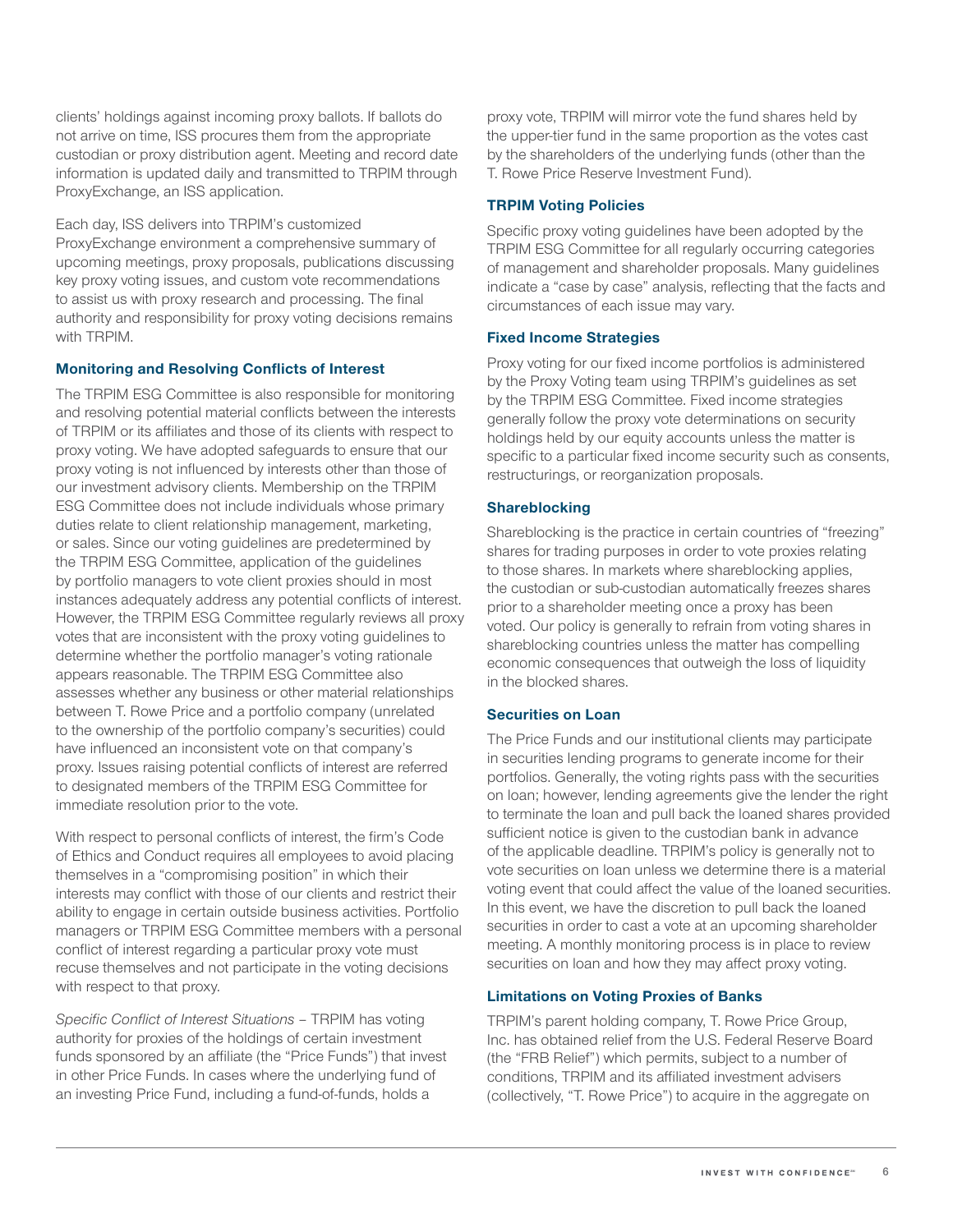clients' holdings against incoming proxy ballots. If ballots do not arrive on time, ISS procures them from the appropriate custodian or proxy distribution agent. Meeting and record date information is updated daily and transmitted to TRPIM through ProxyExchange, an ISS application.

Each day, ISS delivers into TRPIM's customized ProxyExchange environment a comprehensive summary of upcoming meetings, proxy proposals, publications discussing key proxy voting issues, and custom vote recommendations to assist us with proxy research and processing. The final authority and responsibility for proxy voting decisions remains with TRPIM.

### Monitoring and Resolving Conflicts of Interest

The TRPIM ESG Committee is also responsible for monitoring and resolving potential material conflicts between the interests of TRPIM or its affiliates and those of its clients with respect to proxy voting. We have adopted safeguards to ensure that our proxy voting is not influenced by interests other than those of our investment advisory clients. Membership on the TRPIM ESG Committee does not include individuals whose primary duties relate to client relationship management, marketing, or sales. Since our voting guidelines are predetermined by the TRPIM ESG Committee, application of the guidelines by portfolio managers to vote client proxies should in most instances adequately address any potential conflicts of interest. However, the TRPIM ESG Committee regularly reviews all proxy votes that are inconsistent with the proxy voting guidelines to determine whether the portfolio manager's voting rationale appears reasonable. The TRPIM ESG Committee also assesses whether any business or other material relationships between T. Rowe Price and a portfolio company (unrelated to the ownership of the portfolio company's securities) could have influenced an inconsistent vote on that company's proxy. Issues raising potential conflicts of interest are referred to designated members of the TRPIM ESG Committee for immediate resolution prior to the vote.

With respect to personal conflicts of interest, the firm's Code of Ethics and Conduct requires all employees to avoid placing themselves in a "compromising position" in which their interests may conflict with those of our clients and restrict their ability to engage in certain outside business activities. Portfolio managers or TRPIM ESG Committee members with a personal conflict of interest regarding a particular proxy vote must recuse themselves and not participate in the voting decisions with respect to that proxy.

*Specific Conflict of Interest Situations* – TRPIM has voting authority for proxies of the holdings of certain investment funds sponsored by an affiliate (the "Price Funds") that invest in other Price Funds. In cases where the underlying fund of an investing Price Fund, including a fund-of-funds, holds a proxy vote, TRPIM will mirror vote the fund shares held by the upper-tier fund in the same proportion as the votes cast by the shareholders of the underlying funds (other than the T. Rowe Price Reserve Investment Fund).

### TRPIM Voting Policies

Specific proxy voting guidelines have been adopted by the TRPIM ESG Committee for all regularly occurring categories of management and shareholder proposals. Many guidelines indicate a "case by case" analysis, reflecting that the facts and circumstances of each issue may vary.

### Fixed Income Strategies

Proxy voting for our fixed income portfolios is administered by the Proxy Voting team using TRPIM's guidelines as set by the TRPIM ESG Committee. Fixed income strategies generally follow the proxy vote determinations on security holdings held by our equity accounts unless the matter is specific to a particular fixed income security such as consents, restructurings, or reorganization proposals.

### Shareblocking

Shareblocking is the practice in certain countries of "freezing" shares for trading purposes in order to vote proxies relating to those shares. In markets where shareblocking applies, the custodian or sub-custodian automatically freezes shares prior to a shareholder meeting once a proxy has been voted. Our policy is generally to refrain from voting shares in shareblocking countries unless the matter has compelling economic consequences that outweigh the loss of liquidity in the blocked shares.

### Securities on Loan

The Price Funds and our institutional clients may participate in securities lending programs to generate income for their portfolios. Generally, the voting rights pass with the securities on loan; however, lending agreements give the lender the right to terminate the loan and pull back the loaned shares provided sufficient notice is given to the custodian bank in advance of the applicable deadline. TRPIM's policy is generally not to vote securities on loan unless we determine there is a material voting event that could affect the value of the loaned securities. In this event, we have the discretion to pull back the loaned securities in order to cast a vote at an upcoming shareholder meeting. A monthly monitoring process is in place to review securities on loan and how they may affect proxy voting.

### Limitations on Voting Proxies of Banks

TRPIM's parent holding company, T. Rowe Price Group, Inc. has obtained relief from the U.S. Federal Reserve Board (the "FRB Relief") which permits, subject to a number of conditions, TRPIM and its affiliated investment advisers (collectively, "T. Rowe Price") to acquire in the aggregate on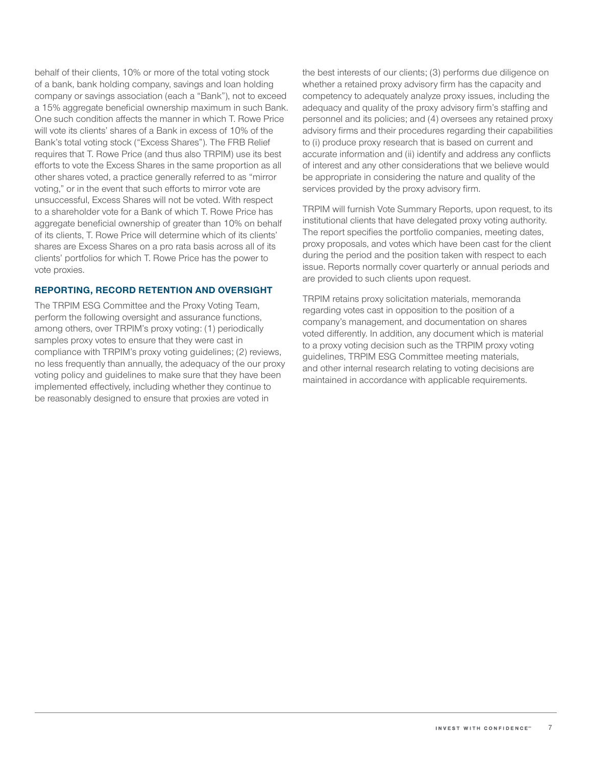behalf of their clients, 10% or more of the total voting stock of a bank, bank holding company, savings and loan holding company or savings association (each a "Bank"), not to exceed a 15% aggregate beneficial ownership maximum in such Bank. One such condition affects the manner in which T. Rowe Price will vote its clients' shares of a Bank in excess of 10% of the Bank's total voting stock ("Excess Shares"). The FRB Relief requires that T. Rowe Price (and thus also TRPIM) use its best efforts to vote the Excess Shares in the same proportion as all other shares voted, a practice generally referred to as "mirror voting," or in the event that such efforts to mirror vote are unsuccessful, Excess Shares will not be voted. With respect to a shareholder vote for a Bank of which T. Rowe Price has aggregate beneficial ownership of greater than 10% on behalf of its clients, T. Rowe Price will determine which of its clients' shares are Excess Shares on a pro rata basis across all of its clients' portfolios for which T. Rowe Price has the power to vote proxies.

## REPORTING, RECORD RETENTION AND OVERSIGHT

The TRPIM ESG Committee and the Proxy Voting Team, perform the following oversight and assurance functions, among others, over TRPIM's proxy voting: (1) periodically samples proxy votes to ensure that they were cast in compliance with TRPIM's proxy voting guidelines; (2) reviews, no less frequently than annually, the adequacy of the our proxy voting policy and guidelines to make sure that they have been implemented effectively, including whether they continue to be reasonably designed to ensure that proxies are voted in the best interests of our clients; (3) performs due diligence on whether a retained proxy advisory firm has the capacity and competency to adequately analyze proxy issues, including the adequacy and quality of the proxy advisory firm's staffing and personnel and its policies; and (4) oversees any retained proxy advisory firms and their procedures regarding their capabilities to (i) produce proxy research that is based on current and accurate information and (ii) identify and address any conflicts of interest and any other considerations that we believe would be appropriate in considering the nature and quality of the services provided by the proxy advisory firm.

TRPIM will furnish Vote Summary Reports, upon request, to its institutional clients that have delegated proxy voting authority. The report specifies the portfolio companies, meeting dates, proxy proposals, and votes which have been cast for the client during the period and the position taken with respect to each issue. Reports normally cover quarterly or annual periods and are provided to such clients upon request.

TRPIM retains proxy solicitation materials, memoranda regarding votes cast in opposition to the position of a company's management, and documentation on shares voted differently. In addition, any document which is material to a proxy voting decision such as the TRPIM proxy voting guidelines, TRPIM ESG Committee meeting materials, and other internal research relating to voting decisions are maintained in accordance with applicable requirements.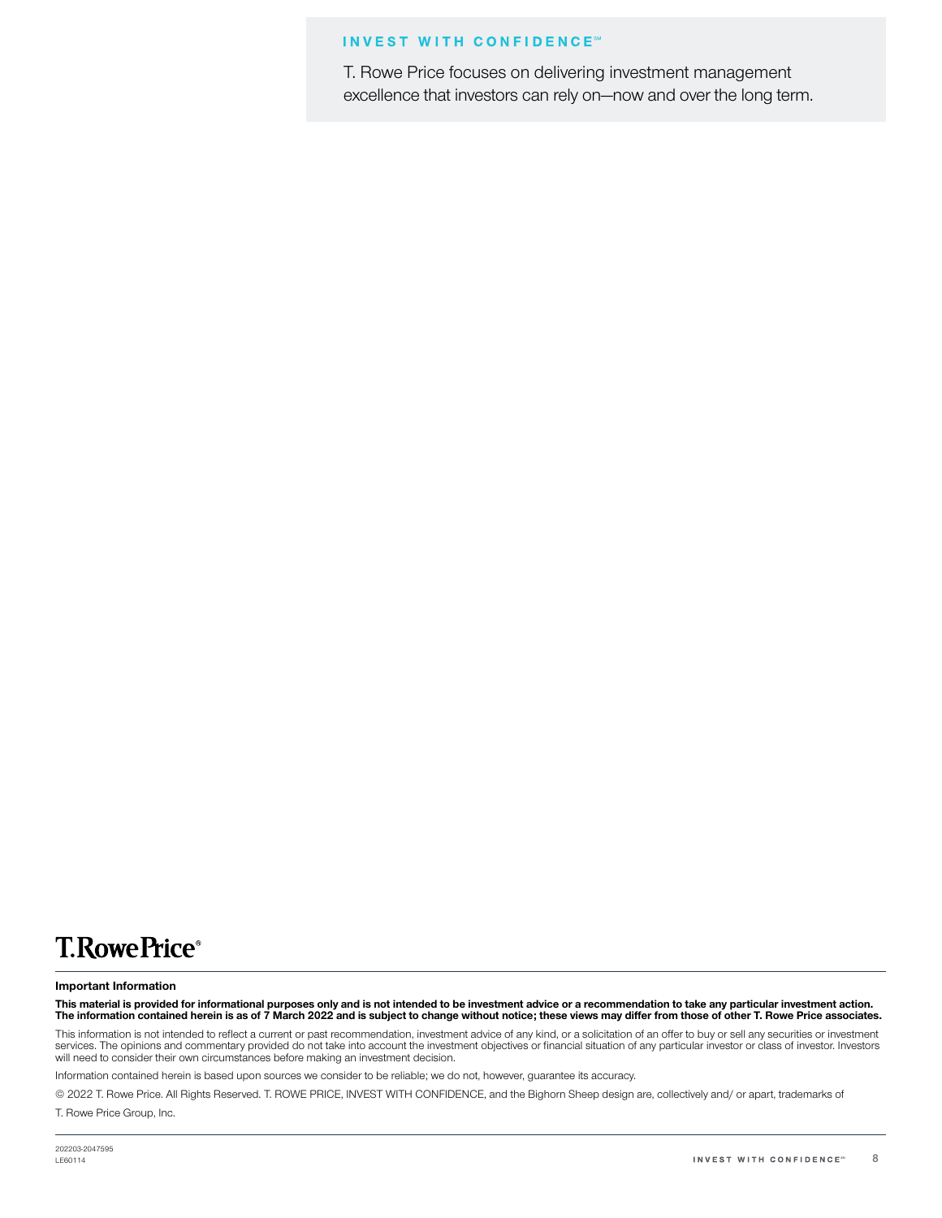**INVEST WITH CONFIDENCE℠**

T. Rowe Price focuses on delivering investment management excellence that investors can rely on—now and over the long term.

T.RowePrice®

**Important Information**

**This material is provided for informational purposes only and is not intended to be investment advice or a recommendation to take any particular investment action. The information contained herein is as of 7 March 2022 and is subject to change without notice; these views may differ from those of other T. Rowe Price associates.**

This information is not intended to reflect a current or past recommendation, investment advice of any kind, or a solicitation of an offer to buy or sell any securities or investment services. The opinions and commentary provided do not take into account the investment objectives or financial situation of any particular investor or class of investor. Investors will need to consider their own circumstances before making an investment decision.

Information contained herein is based upon sources we consider to be reliable; we do not, however, guarantee its accuracy.

© 2022 T. Rowe Price. All Rights Reserved. T. ROWE PRICE, INVEST WITH CONFIDENCE, and the Bighorn Sheep design are, collectively and/ or apart, trademarks of T. Rowe Price Group, Inc.

202203-2047595
LE60114